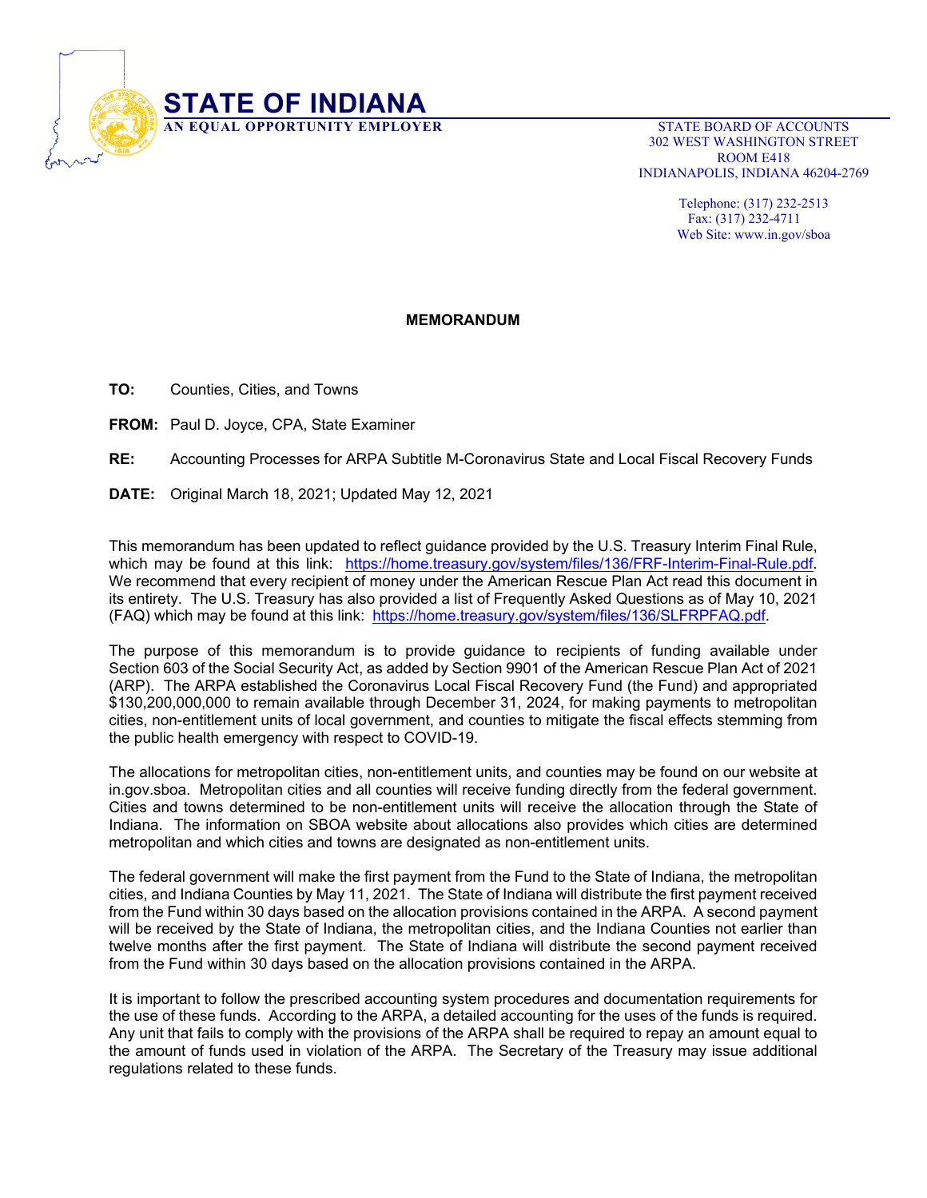# STATE OF INDIANA

**AN EQUAL OPPORTUNITY EMPLOYER**

STATE BOARD OF ACCOUNTS
302 WEST WASHINGTON STREET
ROOM E418
INDIANAPOLIS, INDIANA 46204-2769

Telephone: (317) 232-2513
Fax: (317) 232-4711
Web Site: www.in.gov/sboa

## MEMORANDUM

**TO:** Counties, Cities, and Towns

**FROM:** Paul D. Joyce, CPA, State Examiner

**RE:** Accounting Processes for ARPA Subtitle M-Coronavirus State and Local Fiscal Recovery Funds

**DATE:** Original March 18, 2021; Updated May 12, 2021

This memorandum has been updated to reflect guidance provided by the U.S. Treasury Interim Final Rule, which may be found at this link: https://home.treasury.gov/system/files/136/FRF-Interim-Final-Rule.pdf. We recommend that every recipient of money under the American Rescue Plan Act read this document in its entirety. The U.S. Treasury has also provided a list of Frequently Asked Questions as of May 10, 2021 (FAQ) which may be found at this link: https://home.treasury.gov/system/files/136/SLFRPFAQ.pdf.

The purpose of this memorandum is to provide guidance to recipients of funding available under Section 603 of the Social Security Act, as added by Section 9901 of the American Rescue Plan Act of 2021 (ARP). The ARPA established the Coronavirus Local Fiscal Recovery Fund (the Fund) and appropriated $130,200,000,000 to remain available through December 31, 2024, for making payments to metropolitan cities, non-entitlement units of local government, and counties to mitigate the fiscal effects stemming from the public health emergency with respect to COVID-19.

The allocations for metropolitan cities, non-entitlement units, and counties may be found on our website at in.gov.sboa. Metropolitan cities and all counties will receive funding directly from the federal government. Cities and towns determined to be non-entitlement units will receive the allocation through the State of Indiana. The information on SBOA website about allocations also provides which cities are determined metropolitan and which cities and towns are designated as non-entitlement units.

The federal government will make the first payment from the Fund to the State of Indiana, the metropolitan cities, and Indiana Counties by May 11, 2021. The State of Indiana will distribute the first payment received from the Fund within 30 days based on the allocation provisions contained in the ARPA. A second payment will be received by the State of Indiana, the metropolitan cities, and the Indiana Counties not earlier than twelve months after the first payment. The State of Indiana will distribute the second payment received from the Fund within 30 days based on the allocation provisions contained in the ARPA.

It is important to follow the prescribed accounting system procedures and documentation requirements for the use of these funds. According to the ARPA, a detailed accounting for the uses of the funds is required. Any unit that fails to comply with the provisions of the ARPA shall be required to repay an amount equal to the amount of funds used in violation of the ARPA. The Secretary of the Treasury may issue additional regulations related to these funds.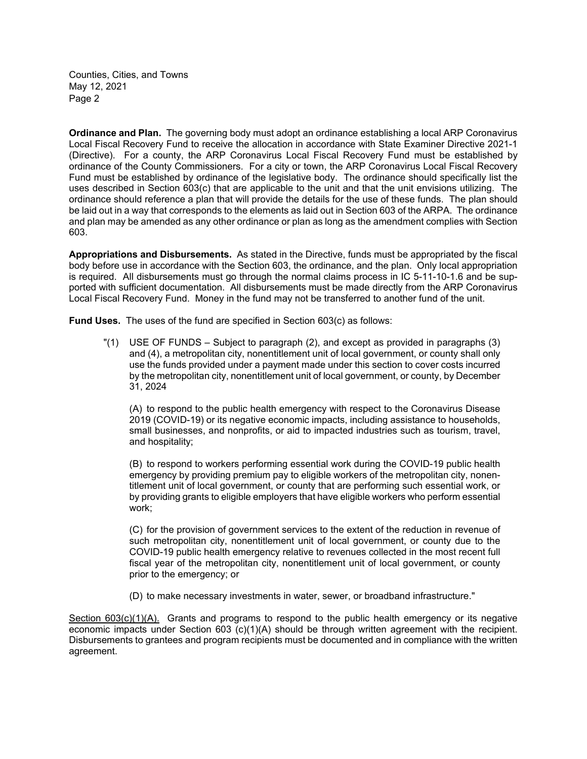**Ordinance and Plan.** The governing body must adopt an ordinance establishing a local ARP Coronavirus Local Fiscal Recovery Fund to receive the allocation in accordance with State Examiner Directive 2021-1 (Directive). For a county, the ARP Coronavirus Local Fiscal Recovery Fund must be established by ordinance of the County Commissioners. For a city or town, the ARP Coronavirus Local Fiscal Recovery Fund must be established by ordinance of the legislative body. The ordinance should specifically list the uses described in Section 603(c) that are applicable to the unit and that the unit envisions utilizing. The ordinance should reference a plan that will provide the details for the use of these funds. The plan should be laid out in a way that corresponds to the elements as laid out in Section 603 of the ARPA. The ordinance and plan may be amended as any other ordinance or plan as long as the amendment complies with Section 603.

**Appropriations and Disbursements.** As stated in the Directive, funds must be appropriated by the fiscal body before use in accordance with the Section 603, the ordinance, and the plan. Only local appropriation is required. All disbursements must go through the normal claims process in IC 5-11-10-1.6 and be supported with sufficient documentation. All disbursements must be made directly from the ARP Coronavirus Local Fiscal Recovery Fund. Money in the fund may not be transferred to another fund of the unit.

**Fund Uses.** The uses of the fund are specified in Section 603(c) as follows:

> "(1) USE OF FUNDS – Subject to paragraph (2), and except as provided in paragraphs (3) and (4), a metropolitan city, nonentitlement unit of local government, or county shall only use the funds provided under a payment made under this section to cover costs incurred by the metropolitan city, nonentitlement unit of local government, or county, by December 31, 2024
>
> (A) to respond to the public health emergency with respect to the Coronavirus Disease 2019 (COVID-19) or its negative economic impacts, including assistance to households, small businesses, and nonprofits, or aid to impacted industries such as tourism, travel, and hospitality;
>
> (B) to respond to workers performing essential work during the COVID-19 public health emergency by providing premium pay to eligible workers of the metropolitan city, nonentitlement unit of local government, or county that are performing such essential work, or by providing grants to eligible employers that have eligible workers who perform essential work;
>
> (C) for the provision of government services to the extent of the reduction in revenue of such metropolitan city, nonentitlement unit of local government, or county due to the COVID-19 public health emergency relative to revenues collected in the most recent full fiscal year of the metropolitan city, nonentitlement unit of local government, or county prior to the emergency; or
>
> (D) to make necessary investments in water, sewer, or broadband infrastructure."

<u>Section 603(c)(1)(A).</u> Grants and programs to respond to the public health emergency or its negative economic impacts under Section 603 (c)(1)(A) should be through written agreement with the recipient. Disbursements to grantees and program recipients must be documented and in compliance with the written agreement.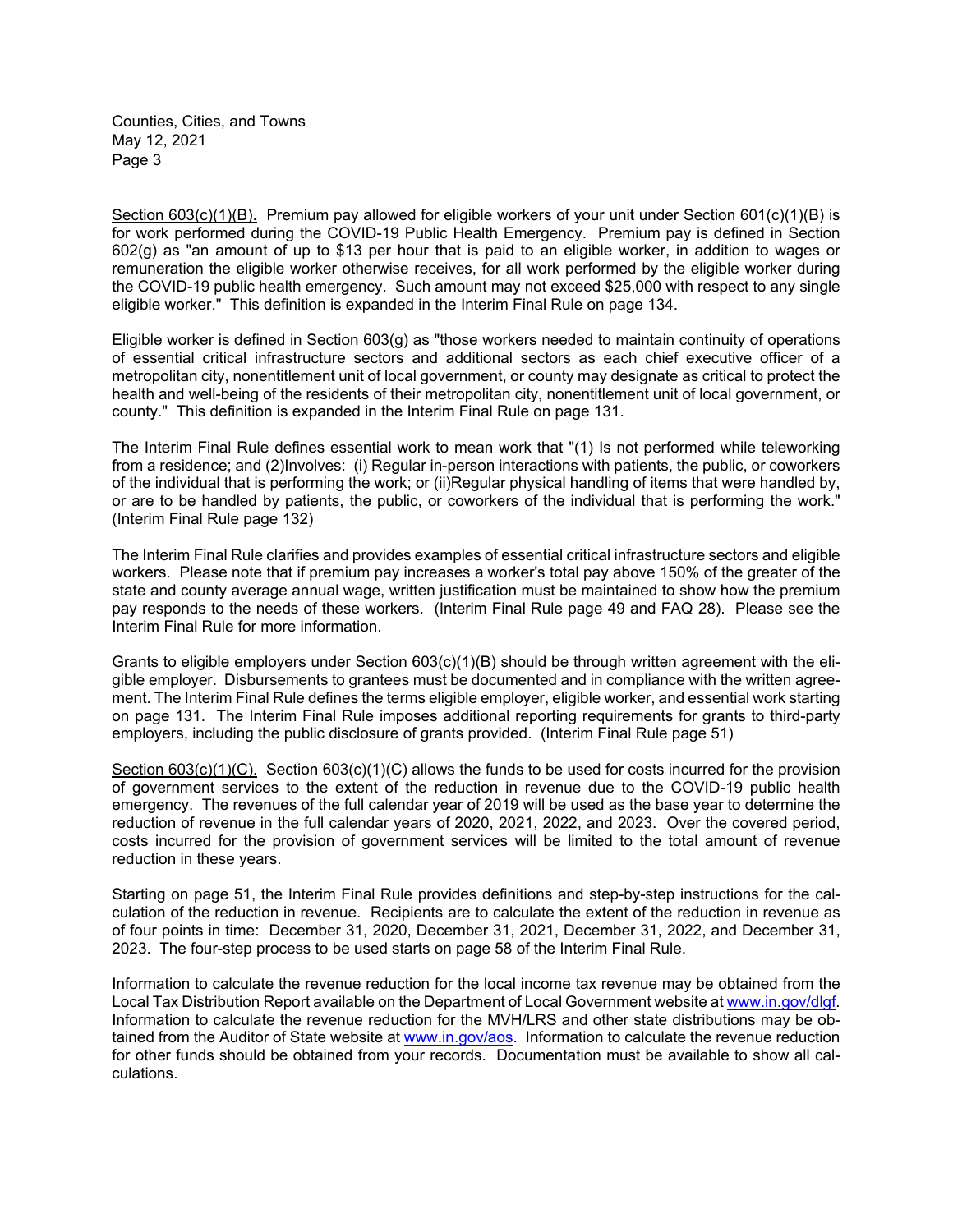Section 603(c)(1)(B). Premium pay allowed for eligible workers of your unit under Section 601(c)(1)(B) is for work performed during the COVID-19 Public Health Emergency. Premium pay is defined in Section 602(g) as "an amount of up to $13 per hour that is paid to an eligible worker, in addition to wages or remuneration the eligible worker otherwise receives, for all work performed by the eligible worker during the COVID-19 public health emergency. Such amount may not exceed $25,000 with respect to any single eligible worker." This definition is expanded in the Interim Final Rule on page 134.

Eligible worker is defined in Section 603(g) as "those workers needed to maintain continuity of operations of essential critical infrastructure sectors and additional sectors as each chief executive officer of a metropolitan city, nonentitlement unit of local government, or county may designate as critical to protect the health and well-being of the residents of their metropolitan city, nonentitlement unit of local government, or county." This definition is expanded in the Interim Final Rule on page 131.

The Interim Final Rule defines essential work to mean work that "(1) Is not performed while teleworking from a residence; and (2)Involves: (i) Regular in-person interactions with patients, the public, or coworkers of the individual that is performing the work; or (ii)Regular physical handling of items that were handled by, or are to be handled by patients, the public, or coworkers of the individual that is performing the work." (Interim Final Rule page 132)

The Interim Final Rule clarifies and provides examples of essential critical infrastructure sectors and eligible workers. Please note that if premium pay increases a worker's total pay above 150% of the greater of the state and county average annual wage, written justification must be maintained to show how the premium pay responds to the needs of these workers. (Interim Final Rule page 49 and FAQ 28). Please see the Interim Final Rule for more information.

Grants to eligible employers under Section 603(c)(1)(B) should be through written agreement with the eligible employer. Disbursements to grantees must be documented and in compliance with the written agreement. The Interim Final Rule defines the terms eligible employer, eligible worker, and essential work starting on page 131. The Interim Final Rule imposes additional reporting requirements for grants to third-party employers, including the public disclosure of grants provided. (Interim Final Rule page 51)

Section 603(c)(1)(C). Section 603(c)(1)(C) allows the funds to be used for costs incurred for the provision of government services to the extent of the reduction in revenue due to the COVID-19 public health emergency. The revenues of the full calendar year of 2019 will be used as the base year to determine the reduction of revenue in the full calendar years of 2020, 2021, 2022, and 2023. Over the covered period, costs incurred for the provision of government services will be limited to the total amount of revenue reduction in these years.

Starting on page 51, the Interim Final Rule provides definitions and step-by-step instructions for the calculation of the reduction in revenue. Recipients are to calculate the extent of the reduction in revenue as of four points in time: December 31, 2020, December 31, 2021, December 31, 2022, and December 31, 2023. The four-step process to be used starts on page 58 of the Interim Final Rule.

Information to calculate the revenue reduction for the local income tax revenue may be obtained from the Local Tax Distribution Report available on the Department of Local Government website at www.in.gov/dlgf. Information to calculate the revenue reduction for the MVH/LRS and other state distributions may be obtained from the Auditor of State website at www.in.gov/aos. Information to calculate the revenue reduction for other funds should be obtained from your records. Documentation must be available to show all calculations.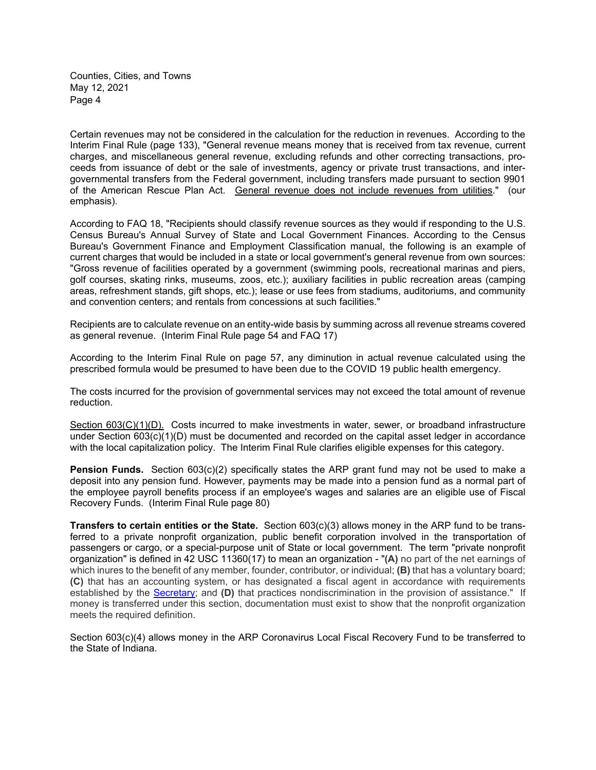Certain revenues may not be considered in the calculation for the reduction in revenues. According to the Interim Final Rule (page 133), "General revenue means money that is received from tax revenue, current charges, and miscellaneous general revenue, excluding refunds and other correcting transactions, proceeds from issuance of debt or the sale of investments, agency or private trust transactions, and intergovernmental transfers from the Federal government, including transfers made pursuant to section 9901 of the American Rescue Plan Act. General revenue does not include revenues from utilities." (our emphasis).

According to FAQ 18, "Recipients should classify revenue sources as they would if responding to the U.S. Census Bureau's Annual Survey of State and Local Government Finances. According to the Census Bureau's Government Finance and Employment Classification manual, the following is an example of current charges that would be included in a state or local government's general revenue from own sources: "Gross revenue of facilities operated by a government (swimming pools, recreational marinas and piers, golf courses, skating rinks, museums, zoos, etc.); auxiliary facilities in public recreation areas (camping areas, refreshment stands, gift shops, etc.); lease or use fees from stadiums, auditoriums, and community and convention centers; and rentals from concessions at such facilities."

Recipients are to calculate revenue on an entity-wide basis by summing across all revenue streams covered as general revenue. (Interim Final Rule page 54 and FAQ 17)

According to the Interim Final Rule on page 57, any diminution in actual revenue calculated using the prescribed formula would be presumed to have been due to the COVID 19 public health emergency.

The costs incurred for the provision of governmental services may not exceed the total amount of revenue reduction.

Section 603(C)(1)(D). Costs incurred to make investments in water, sewer, or broadband infrastructure under Section 603(c)(1)(D) must be documented and recorded on the capital asset ledger in accordance with the local capitalization policy. The Interim Final Rule clarifies eligible expenses for this category.

**Pension Funds.** Section 603(c)(2) specifically states the ARP grant fund may not be used to make a deposit into any pension fund. However, payments may be made into a pension fund as a normal part of the employee payroll benefits process if an employee's wages and salaries are an eligible use of Fiscal Recovery Funds. (Interim Final Rule page 80)

**Transfers to certain entities or the State.** Section 603(c)(3) allows money in the ARP fund to be transferred to a private nonprofit organization, public benefit corporation involved in the transportation of passengers or cargo, or a special-purpose unit of State or local government. The term "private nonprofit organization" is defined in 42 USC 11360(17) to mean an organization - "**(A)** no part of the net earnings of which inures to the benefit of any member, founder, contributor, or individual; **(B)** that has a voluntary board; **(C)** that has an accounting system, or has designated a fiscal agent in accordance with requirements established by the Secretary; and **(D)** that practices nondiscrimination in the provision of assistance." If money is transferred under this section, documentation must exist to show that the nonprofit organization meets the required definition.

Section 603(c)(4) allows money in the ARP Coronavirus Local Fiscal Recovery Fund to be transferred to the State of Indiana.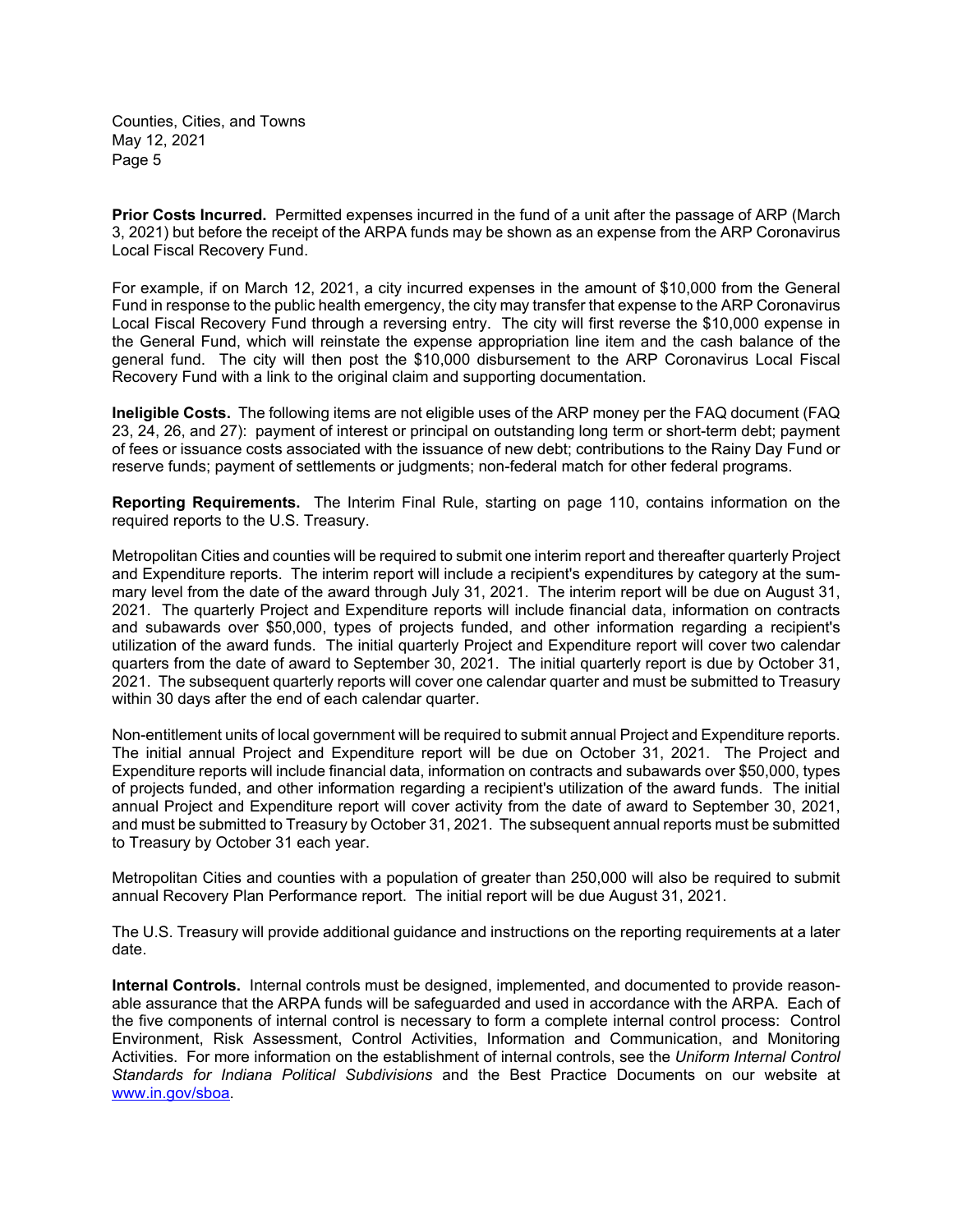**Prior Costs Incurred.** Permitted expenses incurred in the fund of a unit after the passage of ARP (March 3, 2021) but before the receipt of the ARPA funds may be shown as an expense from the ARP Coronavirus Local Fiscal Recovery Fund.

For example, if on March 12, 2021, a city incurred expenses in the amount of $10,000 from the General Fund in response to the public health emergency, the city may transfer that expense to the ARP Coronavirus Local Fiscal Recovery Fund through a reversing entry. The city will first reverse the $10,000 expense in the General Fund, which will reinstate the expense appropriation line item and the cash balance of the general fund. The city will then post the $10,000 disbursement to the ARP Coronavirus Local Fiscal Recovery Fund with a link to the original claim and supporting documentation.

**Ineligible Costs.** The following items are not eligible uses of the ARP money per the FAQ document (FAQ 23, 24, 26, and 27): payment of interest or principal on outstanding long term or short-term debt; payment of fees or issuance costs associated with the issuance of new debt; contributions to the Rainy Day Fund or reserve funds; payment of settlements or judgments; non-federal match for other federal programs.

**Reporting Requirements.** The Interim Final Rule, starting on page 110, contains information on the required reports to the U.S. Treasury.

Metropolitan Cities and counties will be required to submit one interim report and thereafter quarterly Project and Expenditure reports. The interim report will include a recipient's expenditures by category at the summary level from the date of the award through July 31, 2021. The interim report will be due on August 31, 2021. The quarterly Project and Expenditure reports will include financial data, information on contracts and subawards over $50,000, types of projects funded, and other information regarding a recipient's utilization of the award funds. The initial quarterly Project and Expenditure report will cover two calendar quarters from the date of award to September 30, 2021. The initial quarterly report is due by October 31, 2021. The subsequent quarterly reports will cover one calendar quarter and must be submitted to Treasury within 30 days after the end of each calendar quarter.

Non-entitlement units of local government will be required to submit annual Project and Expenditure reports. The initial annual Project and Expenditure report will be due on October 31, 2021. The Project and Expenditure reports will include financial data, information on contracts and subawards over $50,000, types of projects funded, and other information regarding a recipient's utilization of the award funds. The initial annual Project and Expenditure report will cover activity from the date of award to September 30, 2021, and must be submitted to Treasury by October 31, 2021. The subsequent annual reports must be submitted to Treasury by October 31 each year.

Metropolitan Cities and counties with a population of greater than 250,000 will also be required to submit annual Recovery Plan Performance report. The initial report will be due August 31, 2021.

The U.S. Treasury will provide additional guidance and instructions on the reporting requirements at a later date.

**Internal Controls.** Internal controls must be designed, implemented, and documented to provide reasonable assurance that the ARPA funds will be safeguarded and used in accordance with the ARPA. Each of the five components of internal control is necessary to form a complete internal control process: Control Environment, Risk Assessment, Control Activities, Information and Communication, and Monitoring Activities. For more information on the establishment of internal controls, see the *Uniform Internal Control Standards for Indiana Political Subdivisions* and the Best Practice Documents on our website at www.in.gov/sboa.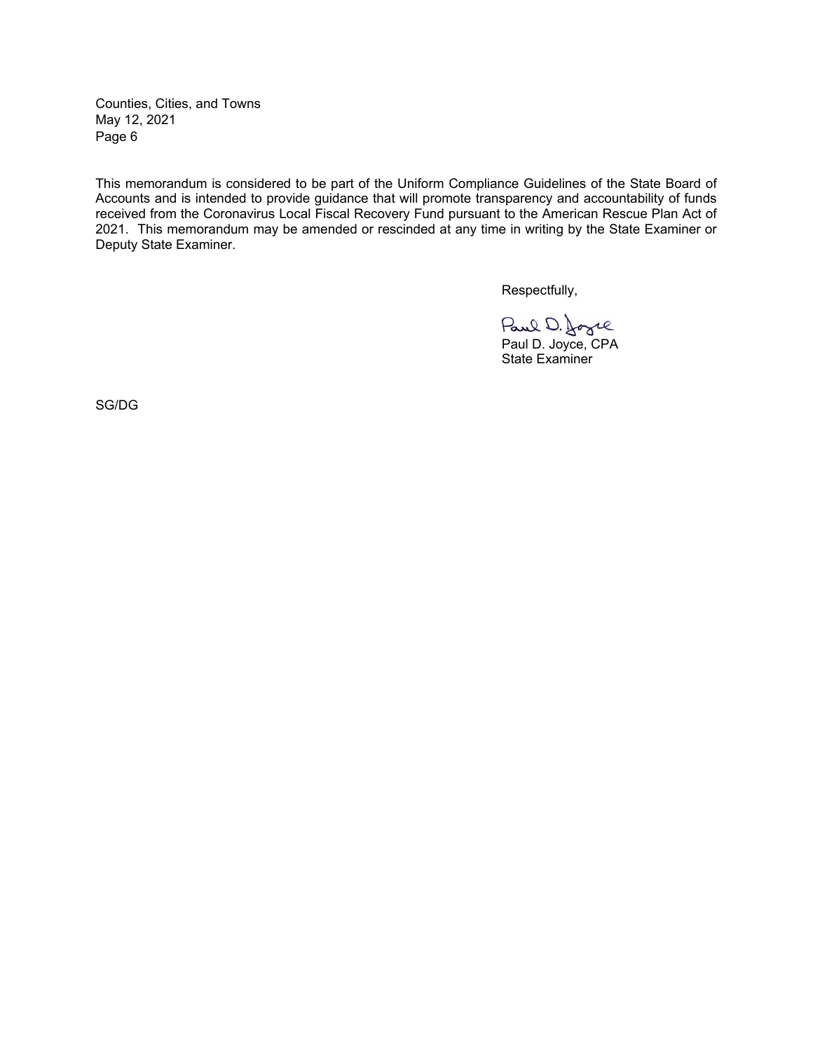This memorandum is considered to be part of the Uniform Compliance Guidelines of the State Board of Accounts and is intended to provide guidance that will promote transparency and accountability of funds received from the Coronavirus Local Fiscal Recovery Fund pursuant to the American Rescue Plan Act of 2021. This memorandum may be amended or rescinded at any time in writing by the State Examiner or Deputy State Examiner.

Respectfully,

Paul D. Joyce

Paul D. Joyce, CPA
State Examiner

SG/DG